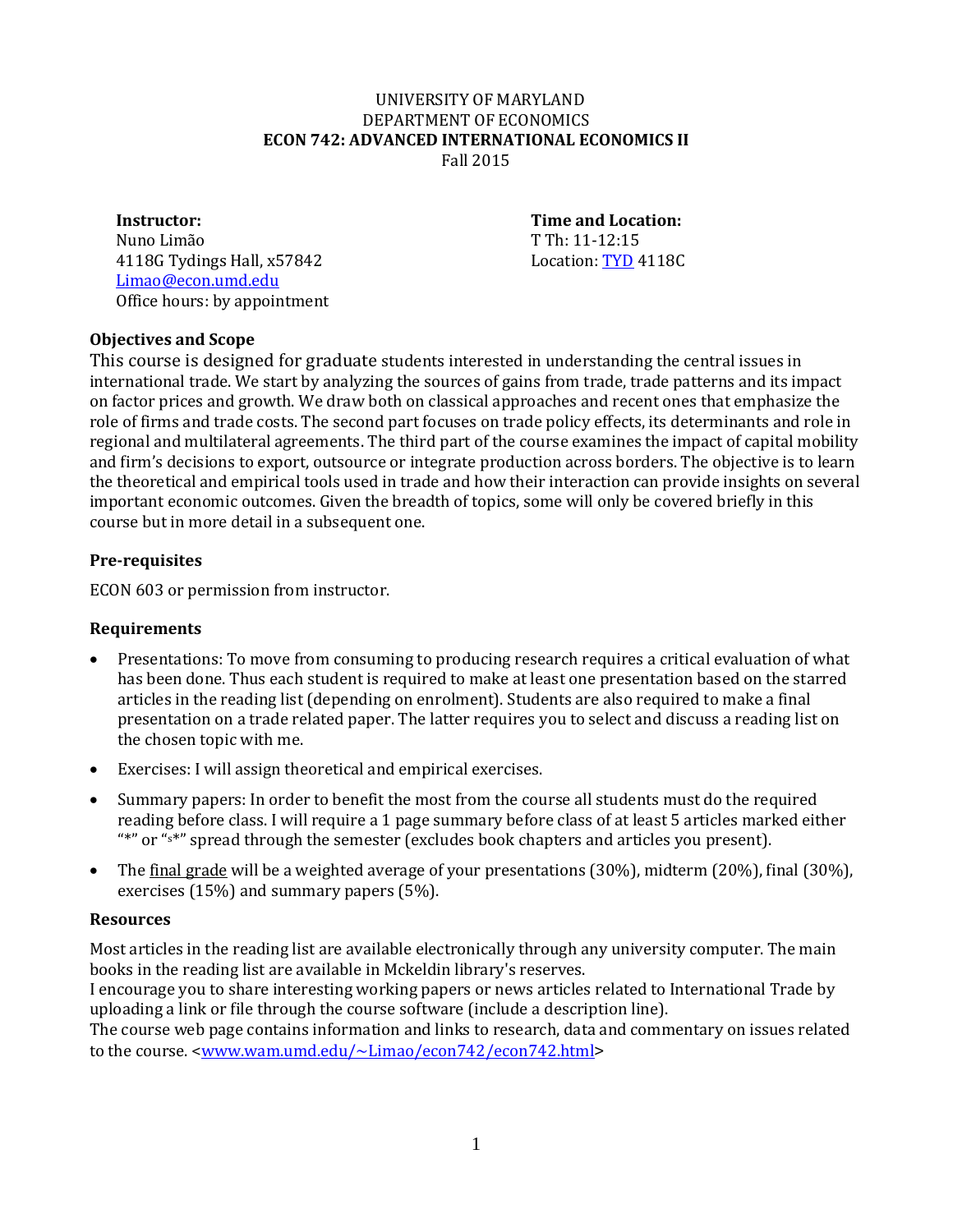UNIVERSITY OF MARYLAND
DEPARTMENT OF ECONOMICS
**ECON 742: ADVANCED INTERNATIONAL ECONOMICS II**
Fall 2015

**Instructor:**
Nuno Limão
4118G Tydings Hall, x57842
Limao@econ.umd.edu
Office hours: by appointment

**Time and Location:**
T Th: 11-12:15
Location: TYD 4118C

### Objectives and Scope

This course is designed for graduate students interested in understanding the central issues in international trade. We start by analyzing the sources of gains from trade, trade patterns and its impact on factor prices and growth. We draw both on classical approaches and recent ones that emphasize the role of firms and trade costs. The second part focuses on trade policy effects, its determinants and role in regional and multilateral agreements. The third part of the course examines the impact of capital mobility and firm's decisions to export, outsource or integrate production across borders. The objective is to learn the theoretical and empirical tools used in trade and how their interaction can provide insights on several important economic outcomes. Given the breadth of topics, some will only be covered briefly in this course but in more detail in a subsequent one.

### Pre-requisites

ECON 603 or permission from instructor.

### Requirements

- Presentations: To move from consuming to producing research requires a critical evaluation of what has been done. Thus each student is required to make at least one presentation based on the starred articles in the reading list (depending on enrolment). Students are also required to make a final presentation on a trade related paper. The latter requires you to select and discuss a reading list on the chosen topic with me.
- Exercises: I will assign theoretical and empirical exercises.
- Summary papers: In order to benefit the most from the course all students must do the required reading before class. I will require a 1 page summary before class of at least 5 articles marked either "*" or "s*" spread through the semester (excludes book chapters and articles you present).
- The final grade will be a weighted average of your presentations (30%), midterm (20%), final (30%), exercises (15%) and summary papers (5%).

### Resources

Most articles in the reading list are available electronically through any university computer. The main books in the reading list are available in Mckeldin library's reserves.
I encourage you to share interesting working papers or news articles related to International Trade by uploading a link or file through the course software (include a description line).
The course web page contains information and links to research, data and commentary on issues related to the course. <www.wam.umd.edu/~Limao/econ742/econ742.html>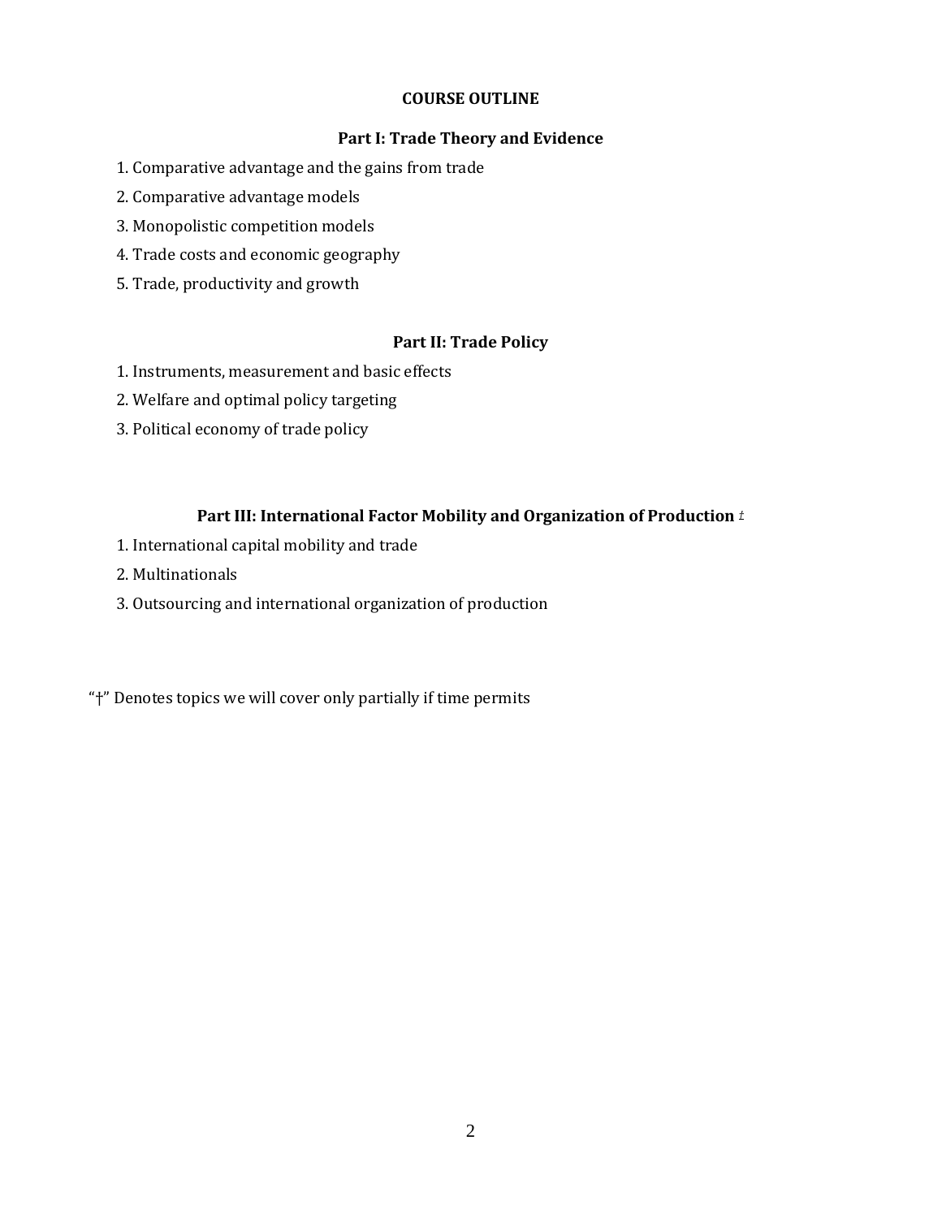## COURSE OUTLINE

### Part I: Trade Theory and Evidence

1. Comparative advantage and the gains from trade
2. Comparative advantage models
3. Monopolistic competition models
4. Trade costs and economic geography
5. Trade, productivity and growth

### Part II: Trade Policy

1. Instruments, measurement and basic effects
2. Welfare and optimal policy targeting
3. Political economy of trade policy

### Part III: International Factor Mobility and Organization of Production †

1. International capital mobility and trade
2. Multinationals
3. Outsourcing and international organization of production

"†" Denotes topics we will cover only partially if time permits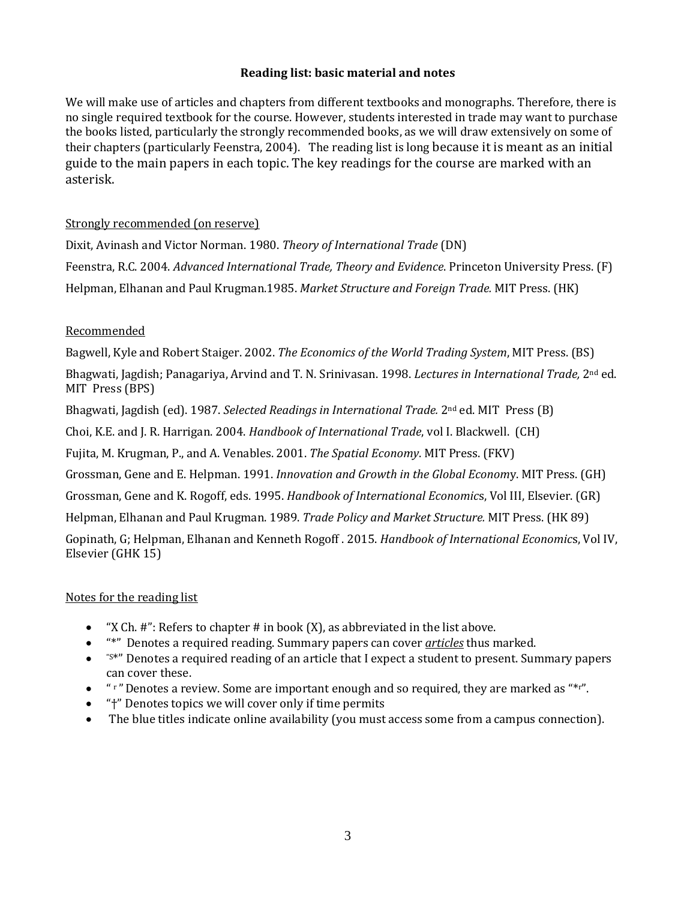## Reading list: basic material and notes

We will make use of articles and chapters from different textbooks and monographs. Therefore, there is no single required textbook for the course. However, students interested in trade may want to purchase the books listed, particularly the strongly recommended books, as we will draw extensively on some of their chapters (particularly Feenstra, 2004). The reading list is long because it is meant as an initial guide to the main papers in each topic. The key readings for the course are marked with an asterisk.

<u>Strongly recommended (on reserve)</u>

Dixit, Avinash and Victor Norman. 1980. *Theory of International Trade* (DN)

Feenstra, R.C. 2004. *Advanced International Trade, Theory and Evidence*. Princeton University Press. (F)

Helpman, Elhanan and Paul Krugman.1985. *Market Structure and Foreign Trade.* MIT Press. (HK)

<u>Recommended</u>

Bagwell, Kyle and Robert Staiger. 2002. *The Economics of the World Trading System*, MIT Press. (BS)

Bhagwati, Jagdish; Panagariya, Arvind and T. N. Srinivasan. 1998. *Lectures in International Trade,* 2nd ed. MIT Press (BPS)

Bhagwati, Jagdish (ed). 1987. *Selected Readings in International Trade.* 2nd ed. MIT Press (B)

Choi, K.E. and J. R. Harrigan. 2004. *Handbook of International Trade*, vol I. Blackwell. (CH)

Fujita, M. Krugman, P., and A. Venables. 2001. *The Spatial Economy*. MIT Press. (FKV)

Grossman, Gene and E. Helpman. 1991. *Innovation and Growth in the Global Economy*. MIT Press. (GH)

Grossman, Gene and K. Rogoff, eds. 1995. *Handbook of International Economics*, Vol III, Elsevier. (GR)

Helpman, Elhanan and Paul Krugman. 1989. *Trade Policy and Market Structure.* MIT Press. (HK 89)

Gopinath, G; Helpman, Elhanan and Kenneth Rogoff . 2015. *Handbook of International Economics*, Vol IV, Elsevier (GHK 15)

<u>Notes for the reading list</u>

- "X Ch. #": Refers to chapter # in book (X), as abbreviated in the list above.
- "*" Denotes a required reading. Summary papers can cover <u>*articles*</u> thus marked.
- "S*" Denotes a required reading of an article that I expect a student to present. Summary papers can cover these.
- " r " Denotes a review. Some are important enough and so required, they are marked as "*r".
- "†" Denotes topics we will cover only if time permits
- The blue titles indicate online availability (you must access some from a campus connection).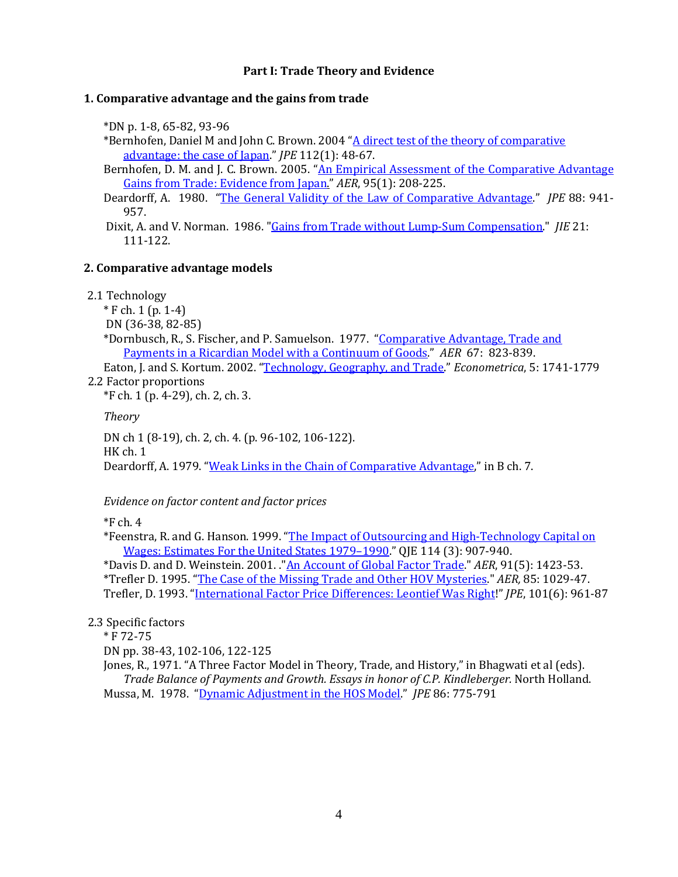# Part I: Trade Theory and Evidence

## 1. Comparative advantage and the gains from trade

*DN p. 1-8, 65-82, 93-96

*Bernhofen, Daniel M and John C. Brown. 2004 "A direct test of the theory of comparative advantage: the case of Japan." *JPE* 112(1): 48-67.

Bernhofen, D. M. and J. C. Brown. 2005. "An Empirical Assessment of the Comparative Advantage Gains from Trade: Evidence from Japan." *AER*, 95(1): 208-225.

Deardorff, A. 1980. "The General Validity of the Law of Comparative Advantage." *JPE* 88: 941-957.

Dixit, A. and V. Norman. 1986. "Gains from Trade without Lump-Sum Compensation." *JIE* 21: 111-122.

## 2. Comparative advantage models

2.1 Technology

* F ch. 1 (p. 1-4)

DN (36-38, 82-85)

*Dornbusch, R., S. Fischer, and P. Samuelson. 1977. "Comparative Advantage, Trade and Payments in a Ricardian Model with a Continuum of Goods." *AER* 67: 823-839.

Eaton, J. and S. Kortum. 2002. "Technology, Geography, and Trade." *Econometrica*, 5: 1741-1779

2.2 Factor proportions

*F ch. 1 (p. 4-29), ch. 2, ch. 3.

*Theory*

DN ch 1 (8-19), ch. 2, ch. 4. (p. 96-102, 106-122).

HK ch. 1

Deardorff, A. 1979. "Weak Links in the Chain of Comparative Advantage," in B ch. 7.

*Evidence on factor content and factor prices*

*F ch. 4

*Feenstra, R. and G. Hanson. 1999. "The Impact of Outsourcing and High-Technology Capital on Wages: Estimates For the United States 1979–1990." QJE 114 (3): 907-940.

*Davis D. and D. Weinstein. 2001. ."An Account of Global Factor Trade." *AER*, 91(5): 1423-53.

*Trefler D. 1995. "The Case of the Missing Trade and Other HOV Mysteries." *AER,* 85: 1029-47.

Trefler, D. 1993. "International Factor Price Differences: Leontief Was Right!" *JPE*, 101(6): 961-87

2.3 Specific factors

* F 72-75

DN pp. 38-43, 102-106, 122-125

Jones, R., 1971. "A Three Factor Model in Theory, Trade, and History," in Bhagwati et al (eds). *Trade Balance of Payments and Growth. Essays in honor of C.P. Kindleberger.* North Holland.

Mussa, M. 1978. "Dynamic Adjustment in the HOS Model." *JPE* 86: 775-791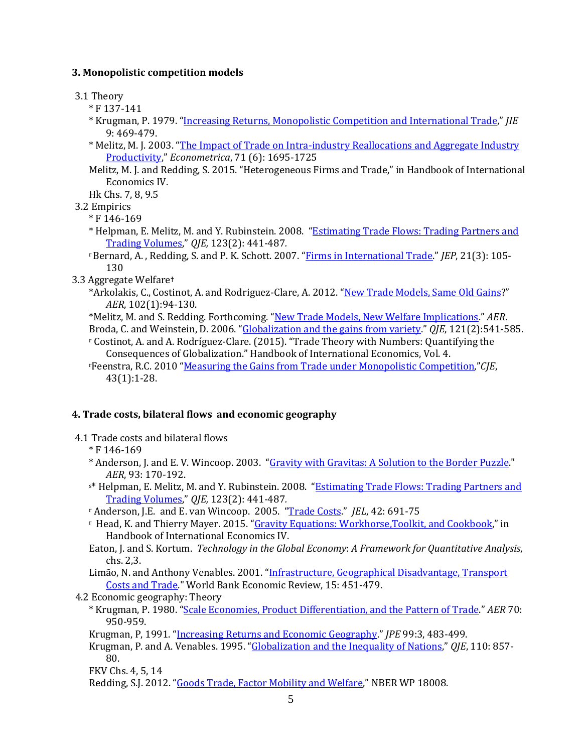### 3. Monopolistic competition models

3.1 Theory

- * F 137-141
- * Krugman, P. 1979. "Increasing Returns, Monopolistic Competition and International Trade," *JIE* 9: 469-479.
- * Melitz, M. J. 2003. "The Impact of Trade on Intra-industry Reallocations and Aggregate Industry Productivity," *Econometrica*, 71 (6): 1695-1725
- Melitz, M. J. and Redding, S. 2015. "Heterogeneous Firms and Trade," in Handbook of International Economics IV.
- Hk Chs. 7, 8, 9.5

3.2 Empirics

- * F 146-169
- * Helpman, E. Melitz, M. and Y. Rubinstein. 2008. "Estimating Trade Flows: Trading Partners and Trading Volumes," *QJE,* 123(2): 441-487.
- [r] Bernard, A. , Redding, S. and P. K. Schott. 2007. "Firms in International Trade." *JEP*, 21(3): 105-130

3.3 Aggregate Welfare†

- *Arkolakis, C., Costinot, A. and Rodriguez-Clare, A. 2012. "New Trade Models, Same Old Gains?" *AER*, 102(1):94-130.
- *Melitz, M. and S. Redding. Forthcoming. "New Trade Models, New Welfare Implications." *AER*.
- Broda, C. and Weinstein, D. 2006. "Globalization and the gains from variety." *QJE*, 121(2):541-585.
- [r] Costinot, A. and A. Rodríguez-Clare. (2015). "Trade Theory with Numbers: Quantifying the Consequences of Globalization." Handbook of International Economics, Vol. 4.
- [r]Feenstra, R.C. 2010 "Measuring the Gains from Trade under Monopolistic Competition,"*CJE*, 43(1):1-28.

### 4. Trade costs, bilateral flows and economic geography

4.1 Trade costs and bilateral flows

- * F 146-169
- * Anderson, J. and E. V. Wincoop. 2003. "Gravity with Gravitas: A Solution to the Border Puzzle." *AER*, 93: 170-192.
- [s]* Helpman, E. Melitz, M. and Y. Rubinstein. 2008. "Estimating Trade Flows: Trading Partners and Trading Volumes," *QJE,* 123(2): 441-487.
- [r] Anderson, J.E. and E. van Wincoop. 2005. "Trade Costs." *JEL*, 42: 691-75
- [r] Head, K. and Thierry Mayer. 2015. "Gravity Equations: Workhorse,Toolkit, and Cookbook," in Handbook of International Economics IV.
- Eaton, J. and S. Kortum. *Technology in the Global Economy*: *A Framework for Quantitative Analysis*, chs. 2,3.
- Limão, N. and Anthony Venables. 2001. "Infrastructure, Geographical Disadvantage, Transport Costs and Trade." World Bank Economic Review, 15: 451-479.

4.2 Economic geography: Theory

- * Krugman, P. 1980. "Scale Economies, Product Differentiation, and the Pattern of Trade." *AER* 70: 950-959.
- Krugman, P, 1991. "Increasing Returns and Economic Geography." *JPE* 99:3, 483-499.
- Krugman, P. and A. Venables. 1995. "Globalization and the Inequality of Nations," *QJE*, 110: 857-80.
- FKV Chs. 4, 5, 14
- Redding, S.J. 2012. "Goods Trade, Factor Mobility and Welfare," NBER WP 18008.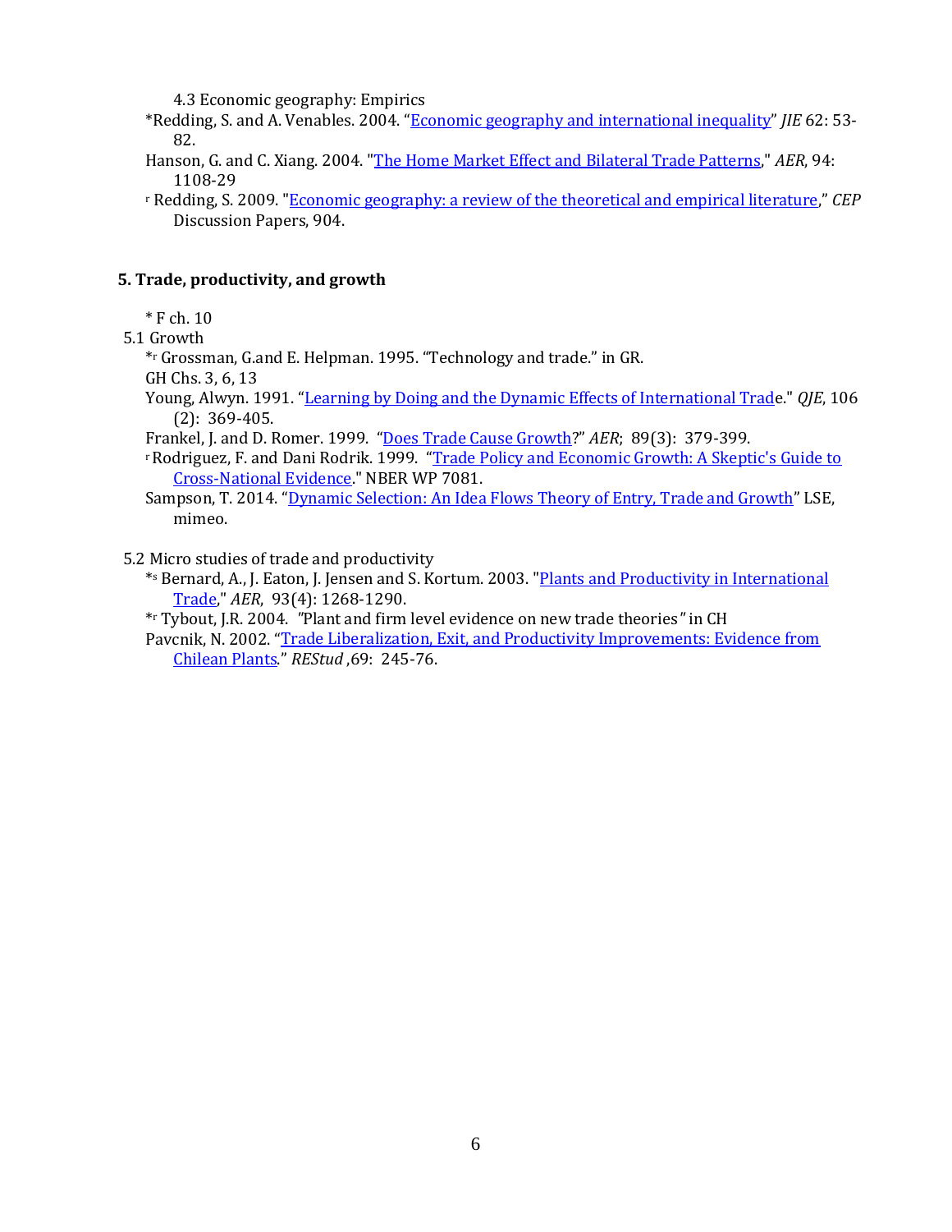4.3 Economic geography: Empirics

*Redding, S. and A. Venables. 2004. "Economic geography and international inequality" *JIE* 62: 53-82.

Hanson, G. and C. Xiang. 2004. "The Home Market Effect and Bilateral Trade Patterns," *AER*, 94: 1108-29

[r] Redding, S. 2009. "Economic geography: a review of the theoretical and empirical literature," *CEP* Discussion Papers, 904.

## 5. Trade, productivity, and growth

* F ch. 10

5.1 Growth

*[r] Grossman, G.and E. Helpman. 1995. "Technology and trade." in GR.

GH Chs. 3, 6, 13

Young, Alwyn. 1991. "Learning by Doing and the Dynamic Effects of International Trade." *QJE*, 106 (2): 369-405.

Frankel, J. and D. Romer. 1999. "Does Trade Cause Growth?" *AER*; 89(3): 379-399.

[r] Rodriguez, F. and Dani Rodrik. 1999. "Trade Policy and Economic Growth: A Skeptic's Guide to Cross-National Evidence." NBER WP 7081.

Sampson, T. 2014. "Dynamic Selection: An Idea Flows Theory of Entry, Trade and Growth" LSE, mimeo.

5.2 Micro studies of trade and productivity

*[s] Bernard, A., J. Eaton, J. Jensen and S. Kortum. 2003. "Plants and Productivity in International Trade," *AER*, 93(4): 1268-1290.

*[r] Tybout, J.R. 2004. "Plant and firm level evidence on new trade theories" in CH

Pavcnik, N. 2002. "Trade Liberalization, Exit, and Productivity Improvements: Evidence from Chilean Plants." *REStud* ,69: 245-76.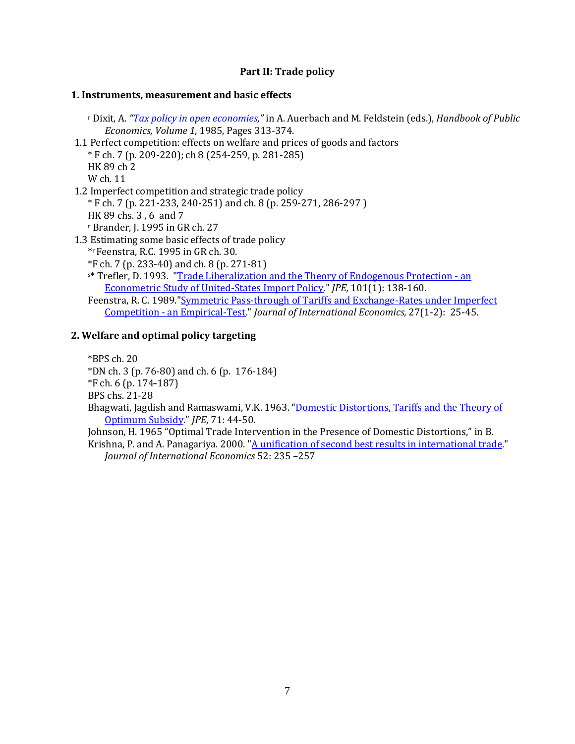## Part II: Trade policy

### 1. Instruments, measurement and basic effects

[r] Dixit, A. *"Tax policy in open economies,"* in A. Auerbach and M. Feldstein (eds.), *Handbook of Public Economics, Volume 1*, 1985, Pages 313-374.

1.1 Perfect competition: effects on welfare and prices of goods and factors

* F ch. 7 (p. 209-220); ch 8 (254-259, p. 281-285)
HK 89 ch 2
W ch. 11

1.2 Imperfect competition and strategic trade policy

* F ch. 7 (p. 221-233, 240-251) and ch. 8 (p. 259-271, 286-297 )
HK 89 chs. 3 , 6 and 7
[r] Brander, J. 1995 in GR ch. 27

1.3 Estimating some basic effects of trade policy

*[r] Feenstra, R.C. 1995 in GR ch. 30.
*F ch. 7 (p. 233-40) and ch. 8 (p. 271-81)
[s]* Trefler, D. 1993. "Trade Liberalization and the Theory of Endogenous Protection - an Econometric Study of United-States Import Policy." *JPE,* 101(1): 138-160.
Feenstra, R. C. 1989."Symmetric Pass-through of Tariffs and Exchange-Rates under Imperfect Competition - an Empirical-Test." *Journal of International Economics*, 27(1-2): 25-45.

### 2. Welfare and optimal policy targeting

*BPS ch. 20
*DN ch. 3 (p. 76-80) and ch. 6 (p. 176-184)
*F ch. 6 (p. 174-187)
BPS chs. 21-28
Bhagwati, Jagdish and Ramaswami, V.K. 1963. "Domestic Distortions, Tariffs and the Theory of Optimum Subsidy." *JPE*, 71: 44-50.
Johnson, H. 1965 "Optimal Trade Intervention in the Presence of Domestic Distortions," in B.
Krishna, P. and A. Panagariya. 2000. "A unification of second best results in international trade." *Journal of International Economics* 52: 235 –257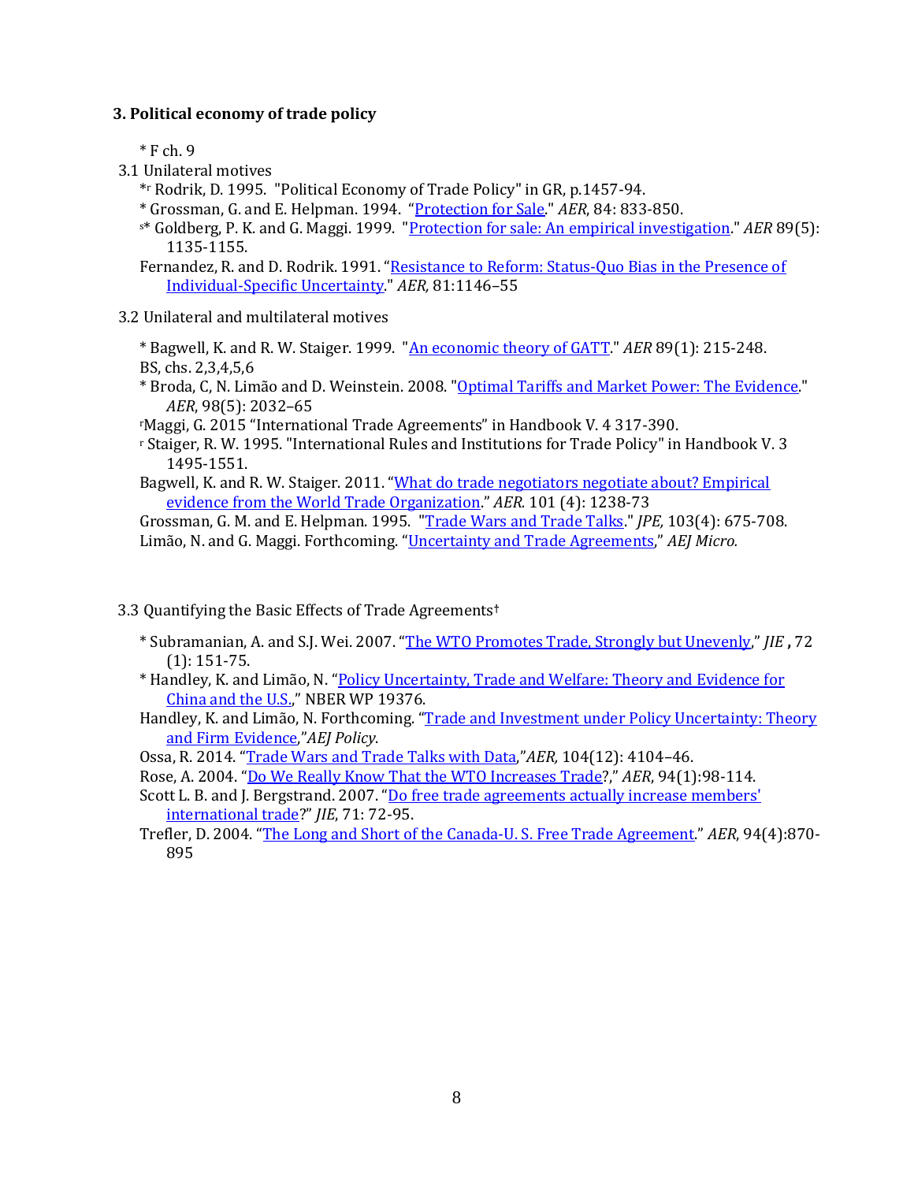### 3. Political economy of trade policy

* F ch. 9

3.1 Unilateral motives

*[r] Rodrik, D. 1995. "Political Economy of Trade Policy" in GR, p.1457-94.

* Grossman, G. and E. Helpman. 1994. "Protection for Sale." *AER*, 84: 833-850.

[s]* Goldberg, P. K. and G. Maggi. 1999. "Protection for sale: An empirical investigation." *AER* 89(5): 1135-1155.

Fernandez, R. and D. Rodrik. 1991. "Resistance to Reform: Status-Quo Bias in the Presence of Individual-Specific Uncertainty." *AER,* 81:1146–55

3.2 Unilateral and multilateral motives

* Bagwell, K. and R. W. Staiger. 1999. "An economic theory of GATT." *AER* 89(1): 215-248.

BS, chs. 2,3,4,5,6

* Broda, C, N. Limão and D. Weinstein. 2008. "Optimal Tariffs and Market Power: The Evidence." *AER*, 98(5): 2032–65

[r]Maggi, G. 2015 "International Trade Agreements" in Handbook V. 4 317-390.

[r] Staiger, R. W. 1995. "International Rules and Institutions for Trade Policy" in Handbook V. 3 1495-1551.

Bagwell, K. and R. W. Staiger. 2011. "What do trade negotiators negotiate about? Empirical evidence from the World Trade Organization." *AER.* 101 (4): 1238-73

Grossman, G. M. and E. Helpman. 1995. "Trade Wars and Trade Talks." *JPE,* 103(4): 675-708.

Limão, N. and G. Maggi. Forthcoming. "Uncertainty and Trade Agreements," *AEJ Micro.*

3.3 Quantifying the Basic Effects of Trade Agreements†

* Subramanian, A. and S.J. Wei. 2007. "The WTO Promotes Trade, Strongly but Unevenly," *JIE* **,** 72 (1): 151-75.

* Handley, K. and Limão, N. "Policy Uncertainty, Trade and Welfare: Theory and Evidence for China and the U.S.," NBER WP 19376.

Handley, K. and Limão, N. Forthcoming. "Trade and Investment under Policy Uncertainty: Theory and Firm Evidence,"*AEJ Policy*.

Ossa, R. 2014. "Trade Wars and Trade Talks with Data,"*AER,* 104(12): 4104–46.

Rose, A. 2004. "Do We Really Know That the WTO Increases Trade?," *AER*, 94(1):98-114.

Scott L. B. and J. Bergstrand. 2007. "Do free trade agreements actually increase members' international trade?" *JIE*, 71: 72-95.

Trefler, D. 2004. "The Long and Short of the Canada-U. S. Free Trade Agreement." *AER*, 94(4):870-895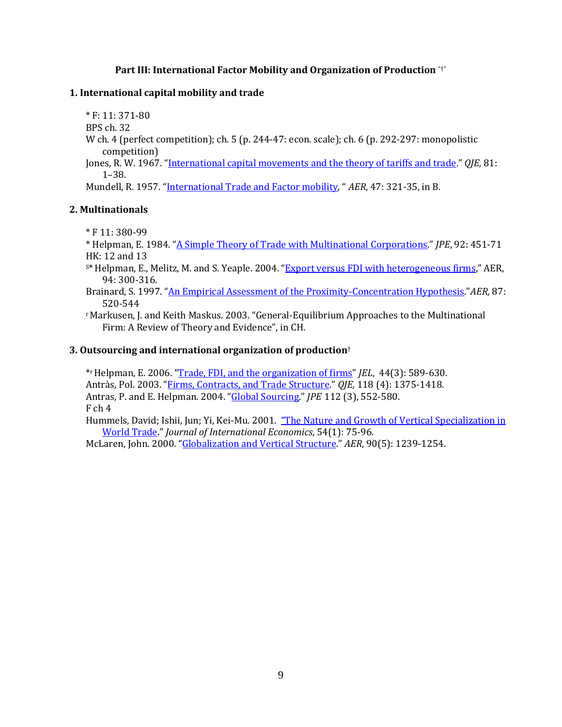**Part III: International Factor Mobility and Organization of Production "†"**

**1. International capital mobility and trade**

* F: 11: 371-80
BPS ch. 32
W ch. 4 (perfect competition); ch. 5 (p. 244-47: econ. scale); ch. 6 (p. 292-297: monopolistic competition)
Jones, R. W. 1967. "International capital movements and the theory of tariffs and trade." *QJE,* 81: 1–38.
Mundell, R. 1957. "International Trade and Factor mobility, " *AER*, 47: 321-35, in B.

**2. Multinationals**

* F 11: 380-99
* Helpman, E. 1984. "A Simple Theory of Trade with Multinational Corporations." *JPE*, 92: 451-71
HK: 12 and 13
[S]* Helpman, E., Melitz, M. and S. Yeaple. 2004. "Export versus FDI with heterogeneous firms," AER, 94: 300-316.
Brainard, S. 1997. "An Empirical Assessment of the Proximity-Concentration Hypothesis."*AER,* 87: 520-544
[r] Markusen, J. and Keith Maskus. 2003. "General-Equilibrium Approaches to the Multinational Firm: A Review of Theory and Evidence", in CH.

**3. Outsourcing and international organization of production†**

*[r] Helpman, E. 2006. "Trade, FDI, and the organization of firms" *JEL*, 44(3): 589-630.
Antràs, Pol. 2003. "Firms, Contracts, and Trade Structure." *QJE,* 118 (4): 1375-1418.
Antras, P. and E. Helpman. 2004. "Global Sourcing." *JPE* 112 (3), 552-580.
F ch 4
Hummels, David; Ishii, Jun; Yi, Kei-Mu. 2001. "The Nature and Growth of Vertical Specialization in World Trade." *Journal of International Economics*, 54(1): 75-96.
McLaren, John. 2000. "Globalization and Vertical Structure." *AER*, 90(5): 1239-1254.